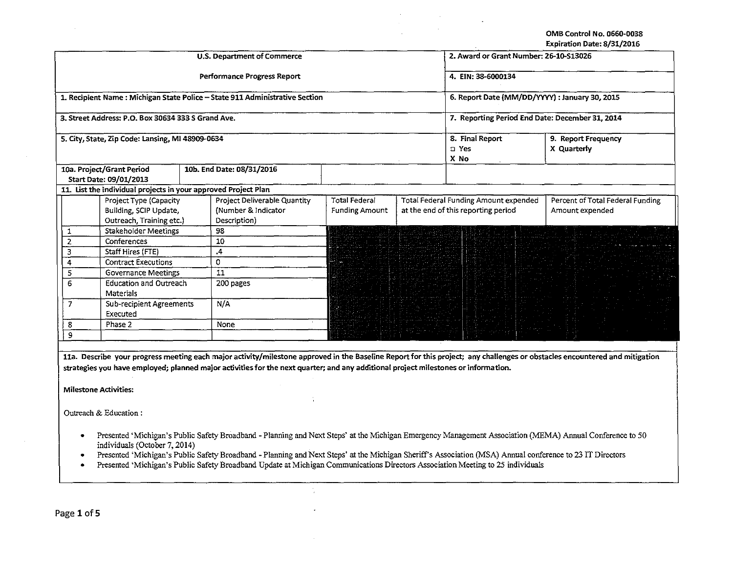OMB Control No. 0660-0038
Expiration Date: 8/31/2016

| U.S. Department of Commerce<br><br>Performance Progress Report | 2. Award or Grant Number: 26-10-S13026 | |
|---|---|---|
| | 4. EIN: 38-6000134 | |
| 1. Recipient Name : Michigan State Police – State 911 Administrative Section | 6. Report Date (MM/DD/YYYY) : January 30, 2015 | |
| 3. Street Address: P.O. Box 30634 333 S Grand Ave. | 7. Reporting Period End Date: December 31, 2014 | |
| 5. City, State, Zip Code: Lansing, MI 48909-0634 | 8. Final Report<br>□ Yes<br>X No | 9. Report Frequency<br>X Quarterly |
| 10a. Project/Grant Period Start Date: 09/01/2013 — 10b. End Date: 08/31/2016 | | |

**11. List the individual projects in your approved Project Plan**

| | Project Type (Capacity Building, SCIP Update, Outreach, Training etc.) | Project Deliverable Quantity (Number & Indicator Description) | Total Federal Funding Amount | Total Federal Funding Amount expended at the end of this reporting period | Percent of Total Federal Funding Amount expended |
|---|---|---|---|---|---|
| 1 | Stakeholder Meetings | 98 | | | |
| 2 | Conferences | 10 | | | |
| 3 | Staff Hires (FTE) | .4 | | | |
| 4 | Contract Executions | 0 | | | |
| 5 | Governance Meetings | 11 | | | |
| 6 | Education and Outreach Materials | 200 pages | | | |
| 7 | Sub-recipient Agreements Executed | N/A | | | |
| 8 | Phase 2 | None | | | |
| 9 | | | | | |

**11a. Describe your progress meeting each major activity/milestone approved in the Baseline Report for this project; any challenges or obstacles encountered and mitigation strategies you have employed; planned major activities for the next quarter; and any additional project milestones or information.**

**Milestone Activities:**

Outreach & Education :

- Presented 'Michigan's Public Safety Broadband - Planning and Next Steps' at the Michigan Emergency Management Association (MEMA) Annual Conference to 50 individuals (October 7, 2014)
- Presented 'Michigan's Public Safety Broadband - Planning and Next Steps' at the Michigan Sheriff's Association (MSA) Annual conference to 23 IT Directors
- Presented 'Michigan's Public Safety Broadband Update at Michigan Communications Directors Association Meeting to 25 individuals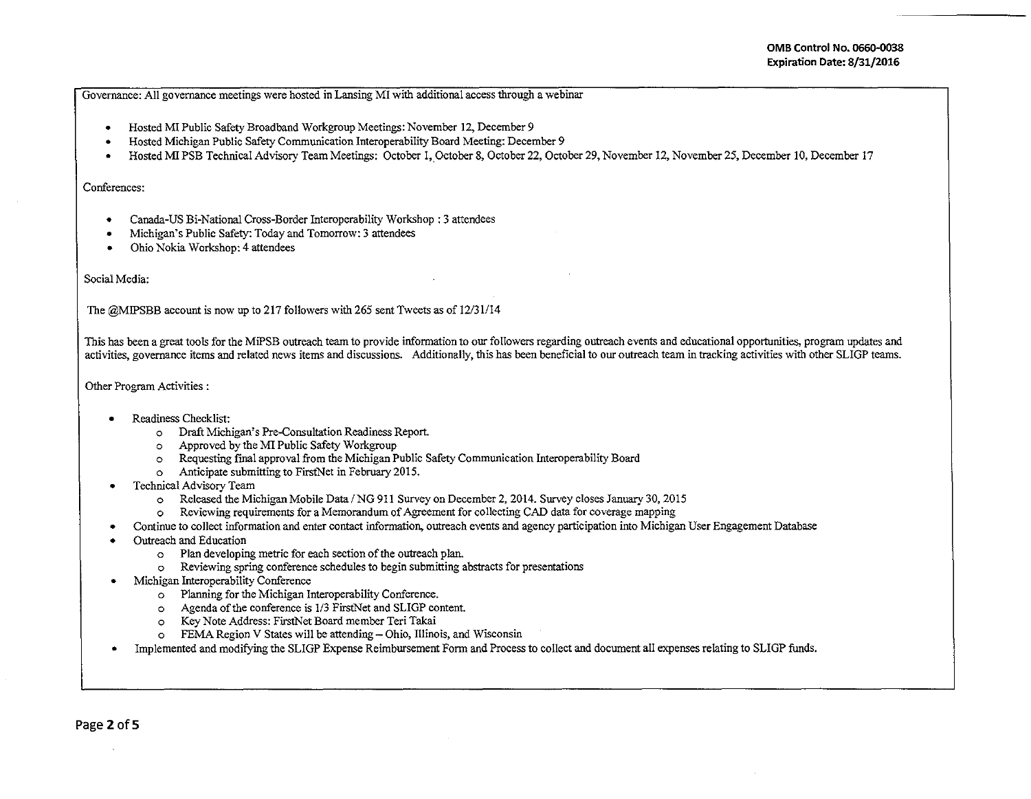Governance: All governance meetings were hosted in Lansing MI with additional access through a webinar

- Hosted MI Public Safety Broadband Workgroup Meetings: November 12, December 9
- Hosted Michigan Public Safety Communication Interoperability Board Meeting: December 9
- Hosted MI PSB Technical Advisory Team Meetings: October 1, October 8, October 22, October 29, November 12, November 25, December 10, December 17

Conferences:

- Canada-US Bi-National Cross-Border Interoperability Workshop : 3 attendees
- Michigan's Public Safety: Today and Tomorrow: 3 attendees
- Ohio Nokia Workshop: 4 attendees

Social Media:

The @MIPSBB account is now up to 217 followers with 265 sent Tweets as of 12/31/14

This has been a great tools for the MiPSB outreach team to provide information to our followers regarding outreach events and educational opportunities, program updates and activities, governance items and related news items and discussions. Additionally, this has been beneficial to our outreach team in tracking activities with other SLIGP teams.

Other Program Activities :

- Readiness Checklist:
  - Draft Michigan's Pre-Consultation Readiness Report.
  - Approved by the MI Public Safety Workgroup
  - Requesting final approval from the Michigan Public Safety Communication Interoperability Board
  - Anticipate submitting to FirstNet in February 2015.
- Technical Advisory Team
  - Released the Michigan Mobile Data / NG 911 Survey on December 2, 2014. Survey closes January 30, 2015
  - Reviewing requirements for a Memorandum of Agreement for collecting CAD data for coverage mapping
- Continue to collect information and enter contact information, outreach events and agency participation into Michigan User Engagement Database
- Outreach and Education
  - Plan developing metric for each section of the outreach plan.
  - Reviewing spring conference schedules to begin submitting abstracts for presentations
- Michigan Interoperability Conference
  - Planning for the Michigan Interoperability Conference.
  - Agenda of the conference is 1/3 FirstNet and SLIGP content.
  - Key Note Address: FirstNet Board member Teri Takai
  - FEMA Region V States will be attending – Ohio, Illinois, and Wisconsin
- Implemented and modifying the SLIGP Expense Reimbursement Form and Process to collect and document all expenses relating to SLIGP funds.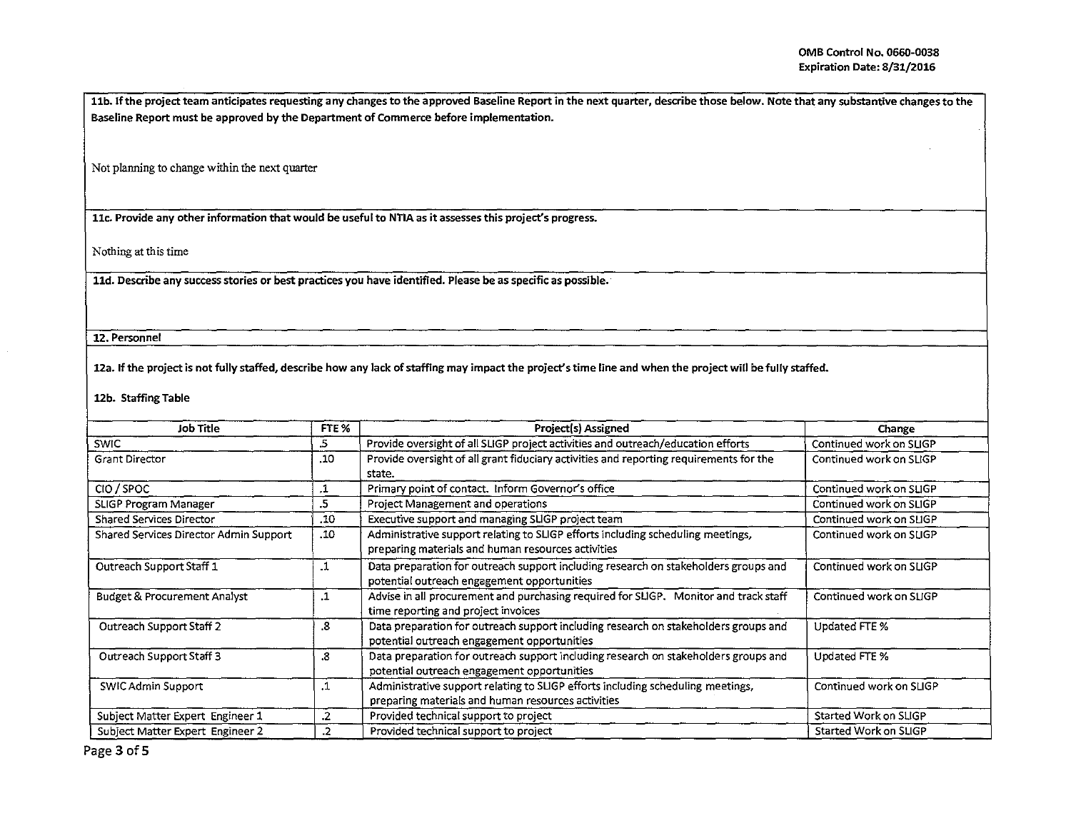**11b. If the project team anticipates requesting any changes to the approved Baseline Report in the next quarter, describe those below. Note that any substantive changes to the Baseline Report must be approved by the Department of Commerce before implementation.**

Not planning to change within the next quarter

**11c. Provide any other information that would be useful to NTIA as it assesses this project's progress.**

Nothing at this time

**11d. Describe any success stories or best practices you have identified. Please be as specific as possible.**

**12. Personnel**

**12a. If the project is not fully staffed, describe how any lack of staffing may impact the project's time line and when the project will be fully staffed.**

**12b. Staffing Table**

| Job Title | FTE % | Project(s) Assigned | Change |
|---|---|---|---|
| SWIC | .5 | Provide oversight of all SLIGP project activities and outreach/education efforts | Continued work on SLIGP |
| Grant Director | .10 | Provide oversight of all grant fiduciary activities and reporting requirements for the state. | Continued work on SLIGP |
| CIO / SPOC | .1 | Primary point of contact. Inform Governor's office | Continued work on SLIGP |
| SLIGP Program Manager | .5 | Project Management and operations | Continued work on SLIGP |
| Shared Services Director | .10 | Executive support and managing SLIGP project team | Continued work on SLIGP |
| Shared Services Director Admin Support | .10 | Administrative support relating to SLIGP efforts including scheduling meetings, preparing materials and human resources activities | Continued work on SLIGP |
| Outreach Support Staff 1 | .1 | Data preparation for outreach support including research on stakeholders groups and potential outreach engagement opportunities | Continued work on SLIGP |
| Budget & Procurement Analyst | .1 | Advise in all procurement and purchasing required for SLIGP. Monitor and track staff time reporting and project invoices | Continued work on SLIGP |
| Outreach Support Staff 2 | .8 | Data preparation for outreach support including research on stakeholders groups and potential outreach engagement opportunities | Updated FTE % |
| Outreach Support Staff 3 | .8 | Data preparation for outreach support including research on stakeholders groups and potential outreach engagement opportunities | Updated FTE % |
| SWIC Admin Support | .1 | Administrative support relating to SLIGP efforts including scheduling meetings, preparing materials and human resources activities | Continued work on SLIGP |
| Subject Matter Expert Engineer 1 | .2 | Provided technical support to project | Started Work on SLIGP |
| Subject Matter Expert Engineer 2 | .2 | Provided technical support to project | Started Work on SLIGP |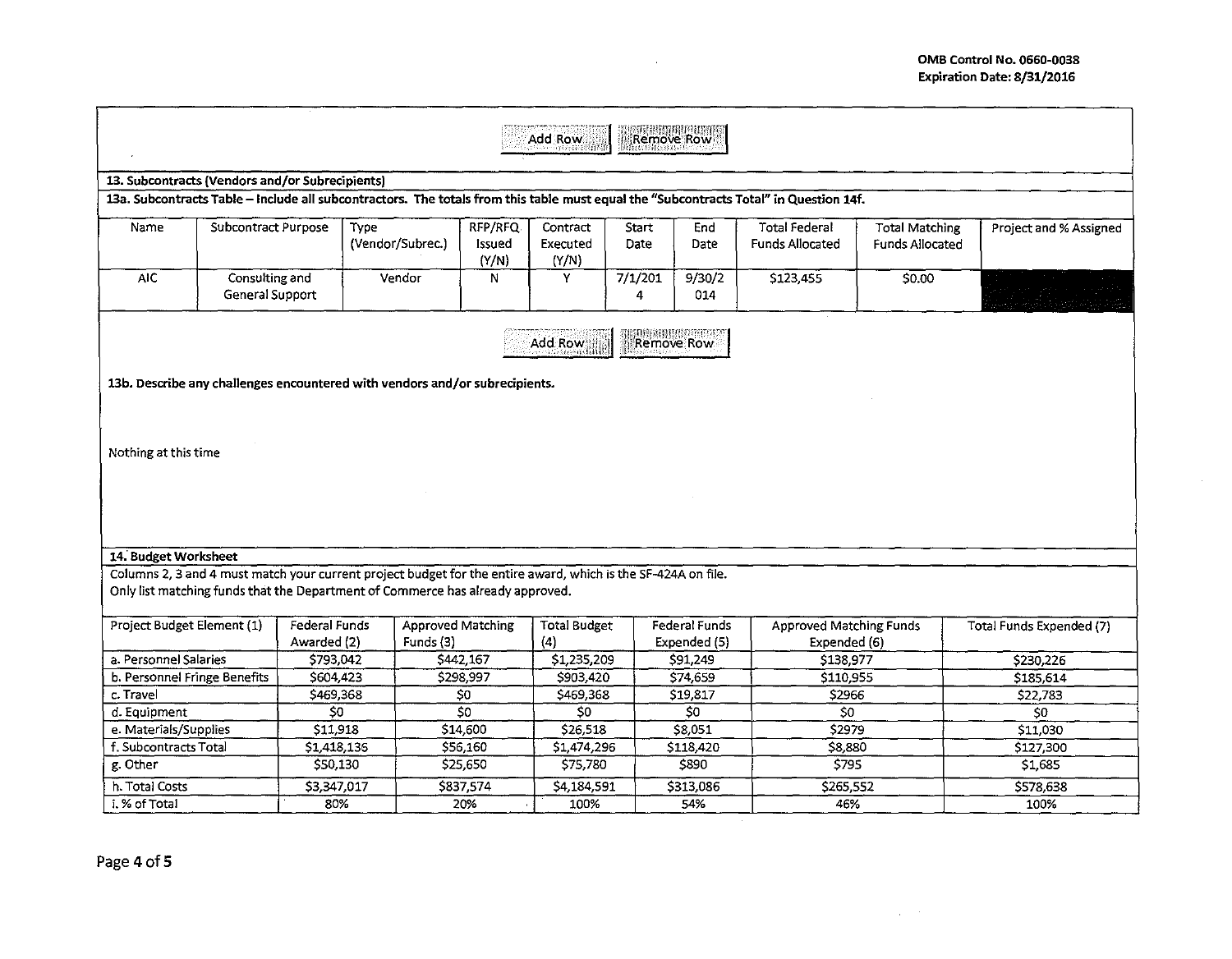Add Row Remove Row

## 13. Subcontracts (Vendors and/or Subrecipients)

**13a. Subcontracts Table – Include all subcontractors. The totals from this table must equal the "Subcontracts Total" in Question 14f.**

| Name | Subcontract Purpose | Type (Vendor/Subrec.) | RFP/RFQ Issued (Y/N) | Contract Executed (Y/N) | Start Date | End Date | Total Federal Funds Allocated | Total Matching Funds Allocated | Project and % Assigned |
|---|---|---|---|---|---|---|---|---|---|
| AIC | Consulting and General Support | Vendor | N | Y | 7/1/2014 | 9/30/2014 | $123,455 | $0.00 | |

Add Row Remove Row

**13b. Describe any challenges encountered with vendors and/or subrecipients.**

Nothing at this time

## 14. Budget Worksheet

Columns 2, 3 and 4 must match your current project budget for the entire award, which is the SF-424A on file.
Only list matching funds that the Department of Commerce has already approved.

| Project Budget Element (1) | Federal Funds Awarded (2) | Approved Matching Funds (3) | Total Budget (4) | Federal Funds Expended (5) | Approved Matching Funds Expended (6) | Total Funds Expended (7) |
|---|---|---|---|---|---|---|
| a. Personnel Salaries | $793,042 | $442,167 | $1,235,209 | $91,249 | $138,977 | $230,226 |
| b. Personnel Fringe Benefits | $604,423 | $298,997 | $903,420 | $74,659 | $110,955 | $185,614 |
| c. Travel | $469,368 | $0 | $469,368 | $19,817 | $2966 | $22,783 |
| d. Equipment | $0 | $0 | $0 | $0 | $0 | $0 |
| e. Materials/Supplies | $11,918 | $14,600 | $26,518 | $8,051 | $2979 | $11,030 |
| f. Subcontracts Total | $1,418,136 | $56,160 | $1,474,296 | $118,420 | $8,880 | $127,300 |
| g. Other | $50,130 | $25,650 | $75,780 | $890 | $795 | $1,685 |
| h. Total Costs | $3,347,017 | $837,574 | $4,184,591 | $313,086 | $265,552 | $578,638 |
| i. % of Total | 80% | 20% | 100% | 54% | 46% | 100% |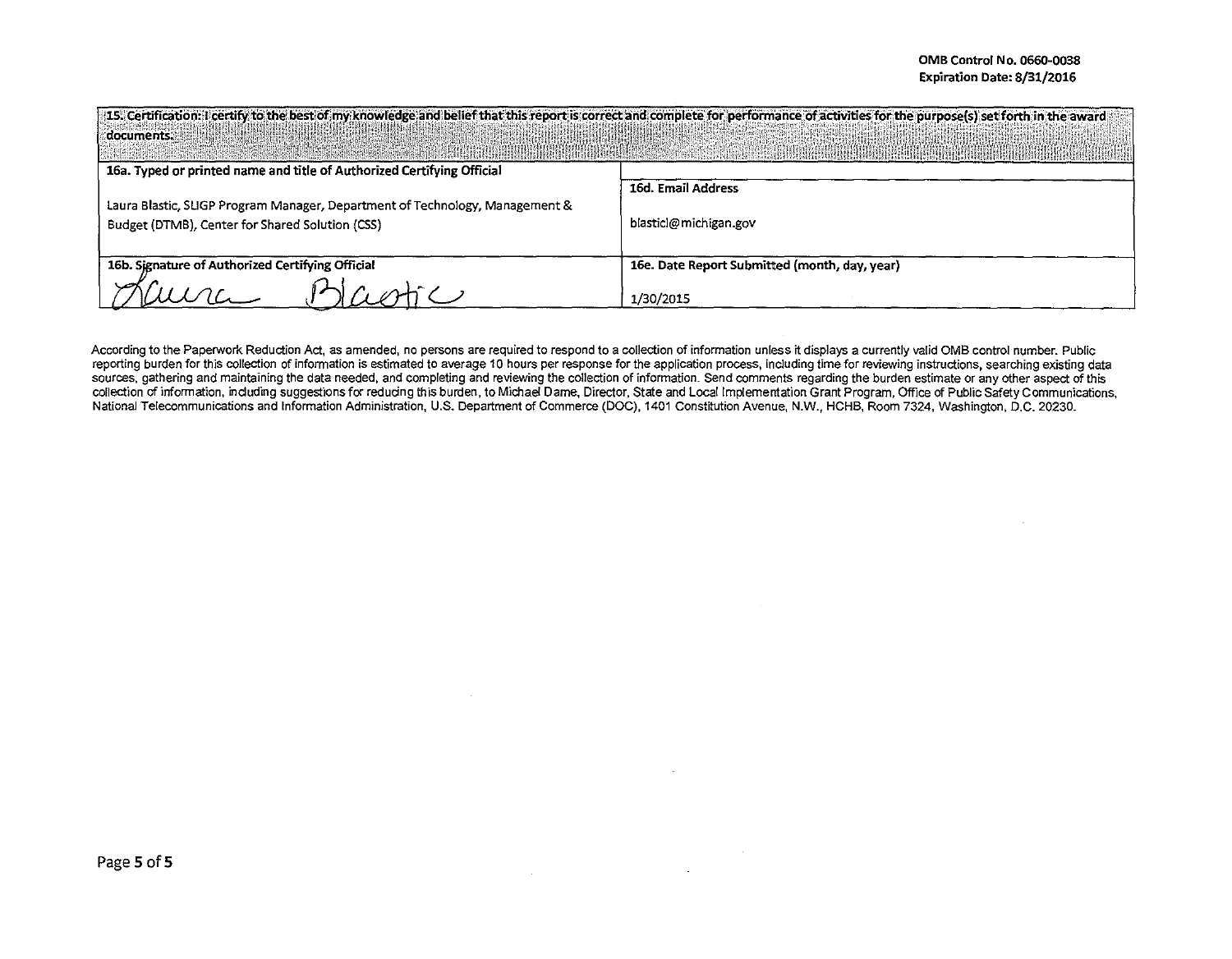| 15. Certification: I certify to the best of my knowledge and belief that this report is correct and complete for performance of activities for the purpose(s) set forth in the award documents. | |
|---|---|
| **16a. Typed or printed name and title of Authorized Certifying Official**<br><br>Laura Blastic, SLIGP Program Manager, Department of Technology, Management & Budget (DTMB), Center for Shared Solution (CSS) | **16d. Email Address**<br><br>blasticl@michigan.gov |
| **16b. Signature of Authorized Certifying Official**<br><br>Laura Blastic | **16e. Date Report Submitted (month, day, year)**<br><br>1/30/2015 |

According to the Paperwork Reduction Act, as amended, no persons are required to respond to a collection of information unless it displays a currently valid OMB control number. Public reporting burden for this collection of information is estimated to average 10 hours per response for the application process, including time for reviewing instructions, searching existing data sources, gathering and maintaining the data needed, and completing and reviewing the collection of information. Send comments regarding the burden estimate or any other aspect of this collection of information, including suggestions for reducing this burden, to Michael Dame, Director, State and Local Implementation Grant Program, Office of Public Safety Communications, National Telecommunications and Information Administration, U.S. Department of Commerce (DOC), 1401 Constitution Avenue, N.W., HCHB, Room 7324, Washington, D.C. 20230.